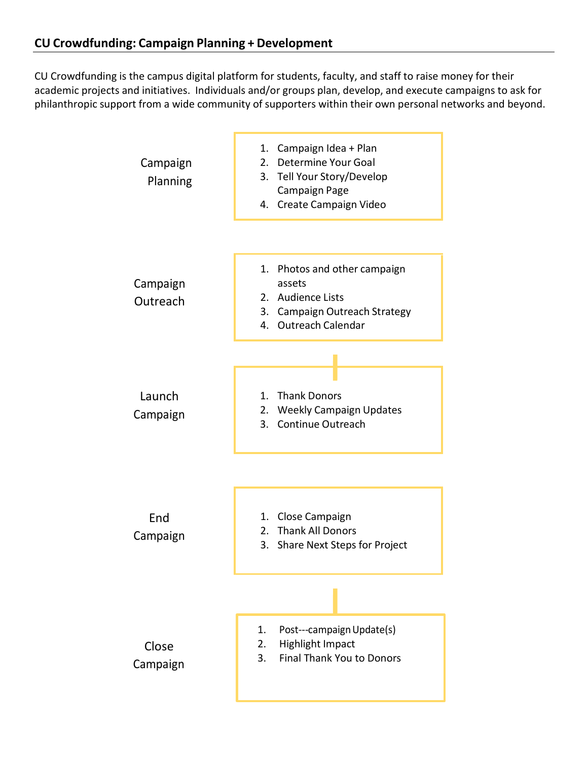## CU Crowdfunding: Campaign Planning + Development

CU Crowdfunding is the campus digital platform for students, faculty, and staff to raise money for their academic projects and initiatives. Individuals and/or groups plan, develop, and execute campaigns to ask for philanthropic support from a wide community of supporters within their own personal networks and beyond.

### Campaign Planning

1. Campaign Idea + Plan
2. Determine Your Goal
3. Tell Your Story/Develop Campaign Page
4. Create Campaign Video

### Campaign Outreach

1. Photos and other campaign assets
2. Audience Lists
3. Campaign Outreach Strategy
4. Outreach Calendar

### Launch Campaign

1. Thank Donors
2. Weekly Campaign Updates
3. Continue Outreach

### End Campaign

1. Close Campaign
2. Thank All Donors
3. Share Next Steps for Project

### Close Campaign

1. Post---campaign Update(s)
2. Highlight Impact
3. Final Thank You to Donors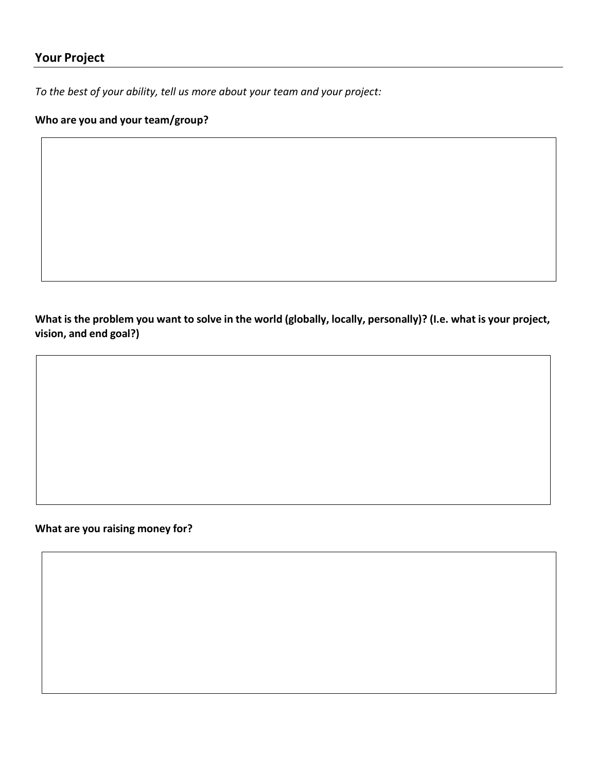## Your Project

*To the best of your ability, tell us more about your team and your project:*

**Who are you and your team/group?**

**What is the problem you want to solve in the world (globally, locally, personally)? (I.e. what is your project, vision, and end goal?)**

**What are you raising money for?**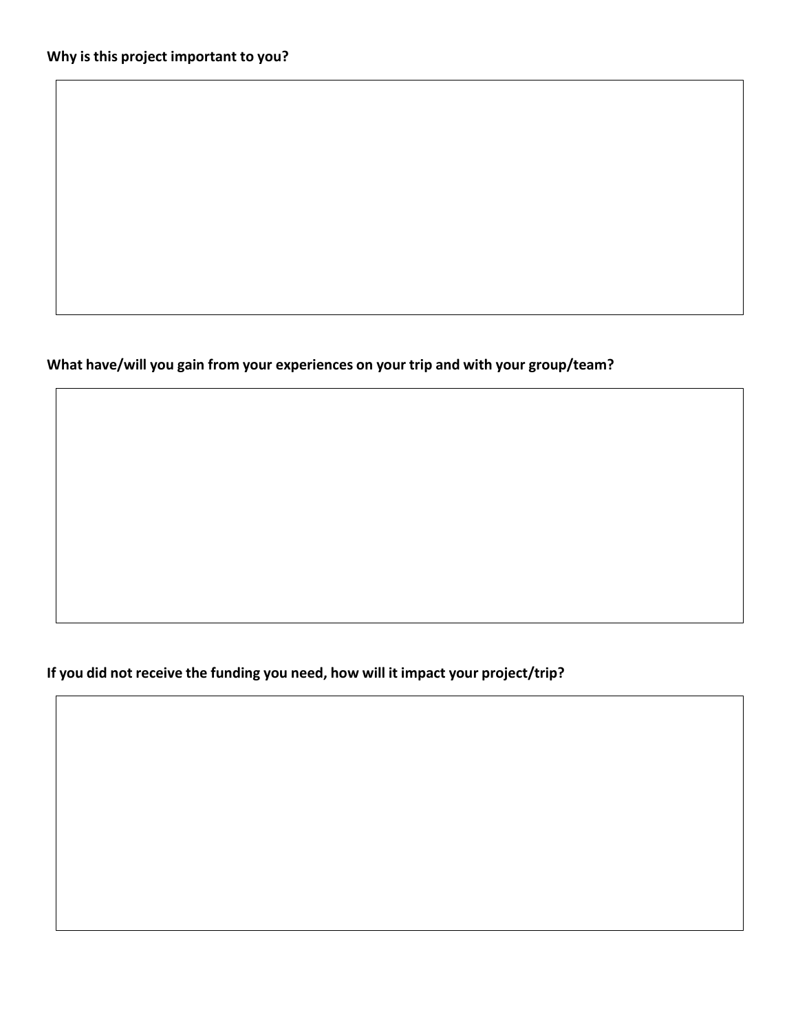**Why is this project important to you?**

**What have/will you gain from your experiences on your trip and with your group/team?**

**If you did not receive the funding you need, how will it impact your project/trip?**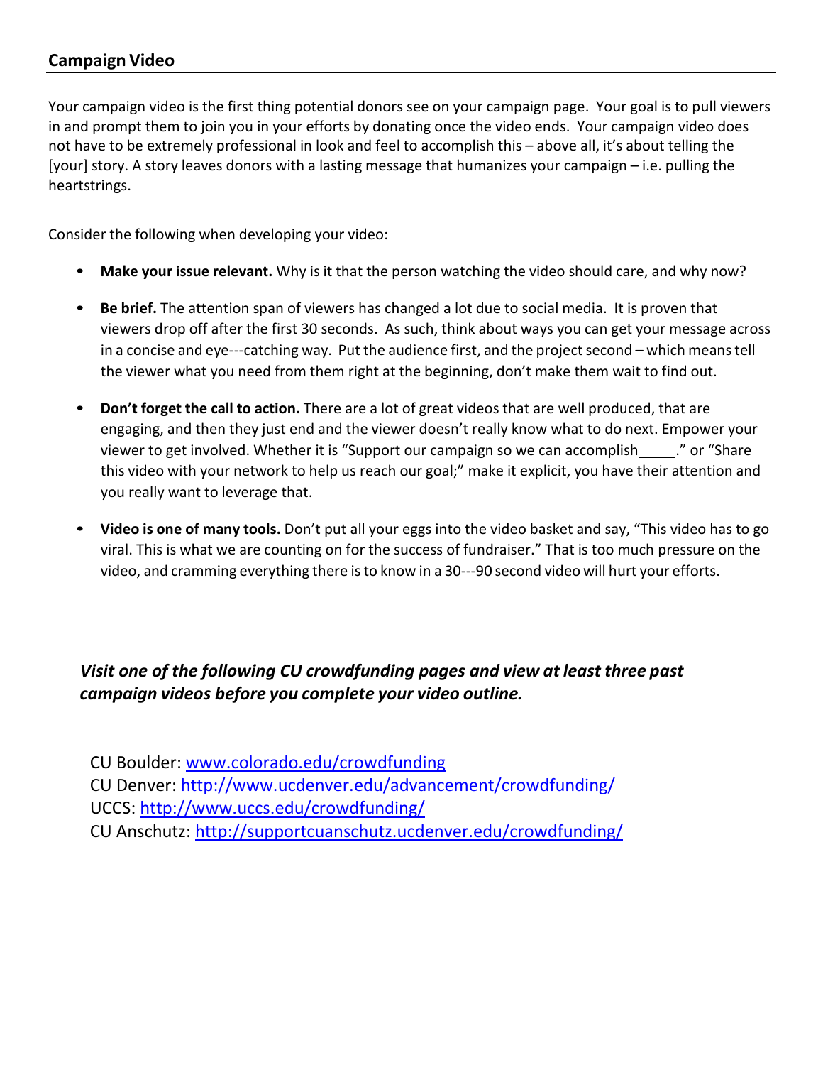## Campaign Video

Your campaign video is the first thing potential donors see on your campaign page. Your goal is to pull viewers in and prompt them to join you in your efforts by donating once the video ends. Your campaign video does not have to be extremely professional in look and feel to accomplish this – above all, it's about telling the [your] story. A story leaves donors with a lasting message that humanizes your campaign – i.e. pulling the heartstrings.

Consider the following when developing your video:

- **Make your issue relevant.** Why is it that the person watching the video should care, and why now?
- **Be brief.** The attention span of viewers has changed a lot due to social media. It is proven that viewers drop off after the first 30 seconds. As such, think about ways you can get your message across in a concise and eye---catching way. Put the audience first, and the project second – which means tell the viewer what you need from them right at the beginning, don't make them wait to find out.
- **Don't forget the call to action.** There are a lot of great videos that are well produced, that are engaging, and then they just end and the viewer doesn't really know what to do next. Empower your viewer to get involved. Whether it is "Support our campaign so we can accomplish_____." or "Share this video with your network to help us reach our goal;" make it explicit, you have their attention and you really want to leverage that.
- **Video is one of many tools.** Don't put all your eggs into the video basket and say, "This video has to go viral. This is what we are counting on for the success of fundraiser." That is too much pressure on the video, and cramming everything there is to know in a 30---90 second video will hurt your efforts.

***Visit one of the following CU crowdfunding pages and view at least three past campaign videos before you complete your video outline.***

CU Boulder: www.colorado.edu/crowdfunding
CU Denver: http://www.ucdenver.edu/advancement/crowdfunding/
UCCS: http://www.uccs.edu/crowdfunding/
CU Anschutz: http://supportcuanschutz.ucdenver.edu/crowdfunding/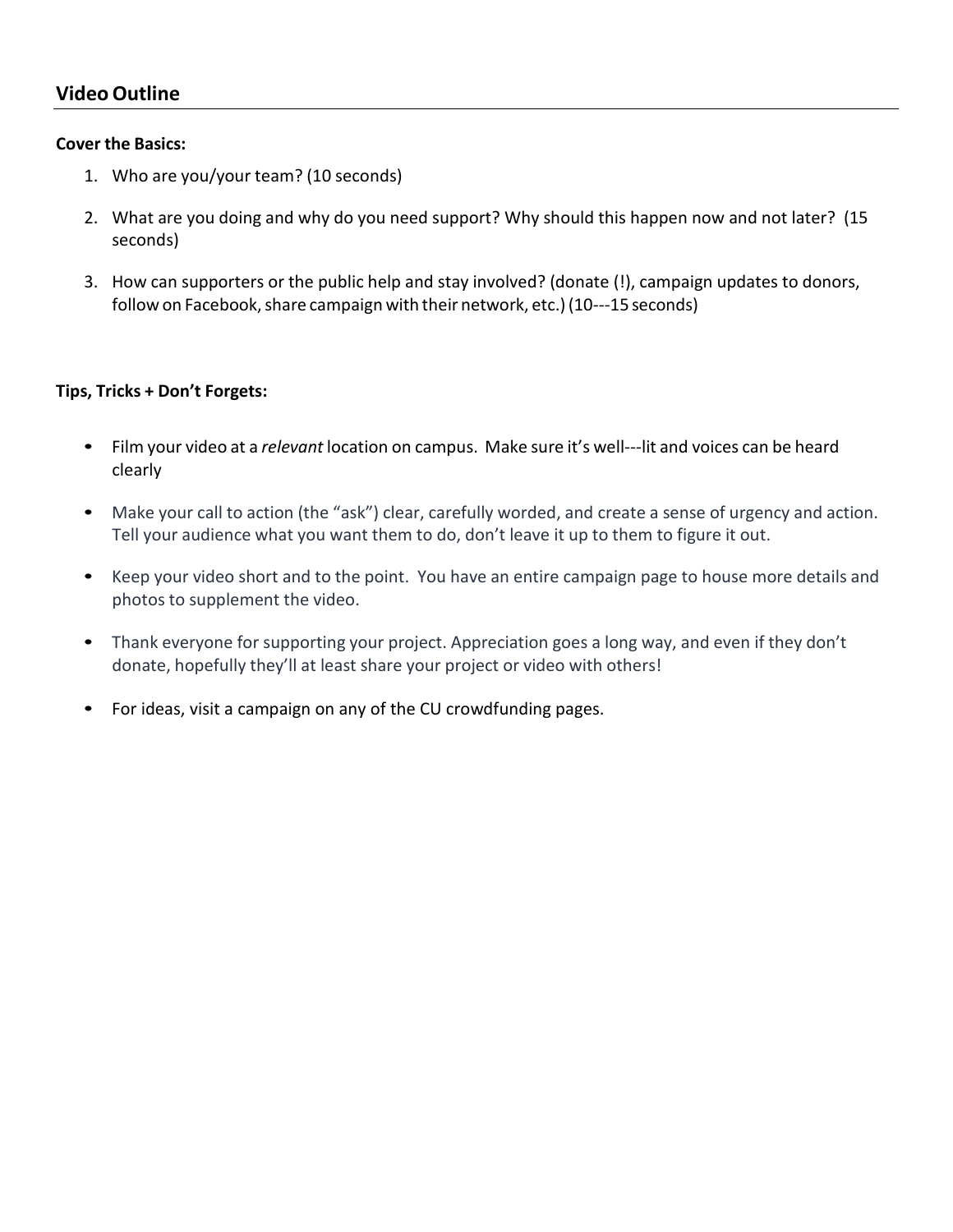## Video Outline

**Cover the Basics:**

1. Who are you/your team? (10 seconds)
2. What are you doing and why do you need support? Why should this happen now and not later? (15 seconds)
3. How can supporters or the public help and stay involved? (donate (!), campaign updates to donors, follow on Facebook, share campaign with their network, etc.) (10---15 seconds)

**Tips, Tricks + Don't Forgets:**

- Film your video at a *relevant* location on campus. Make sure it's well---lit and voices can be heard clearly
- Make your call to action (the "ask") clear, carefully worded, and create a sense of urgency and action. Tell your audience what you want them to do, don't leave it up to them to figure it out.
- Keep your video short and to the point. You have an entire campaign page to house more details and photos to supplement the video.
- Thank everyone for supporting your project. Appreciation goes a long way, and even if they don't donate, hopefully they'll at least share your project or video with others!
- For ideas, visit a campaign on any of the CU crowdfunding pages.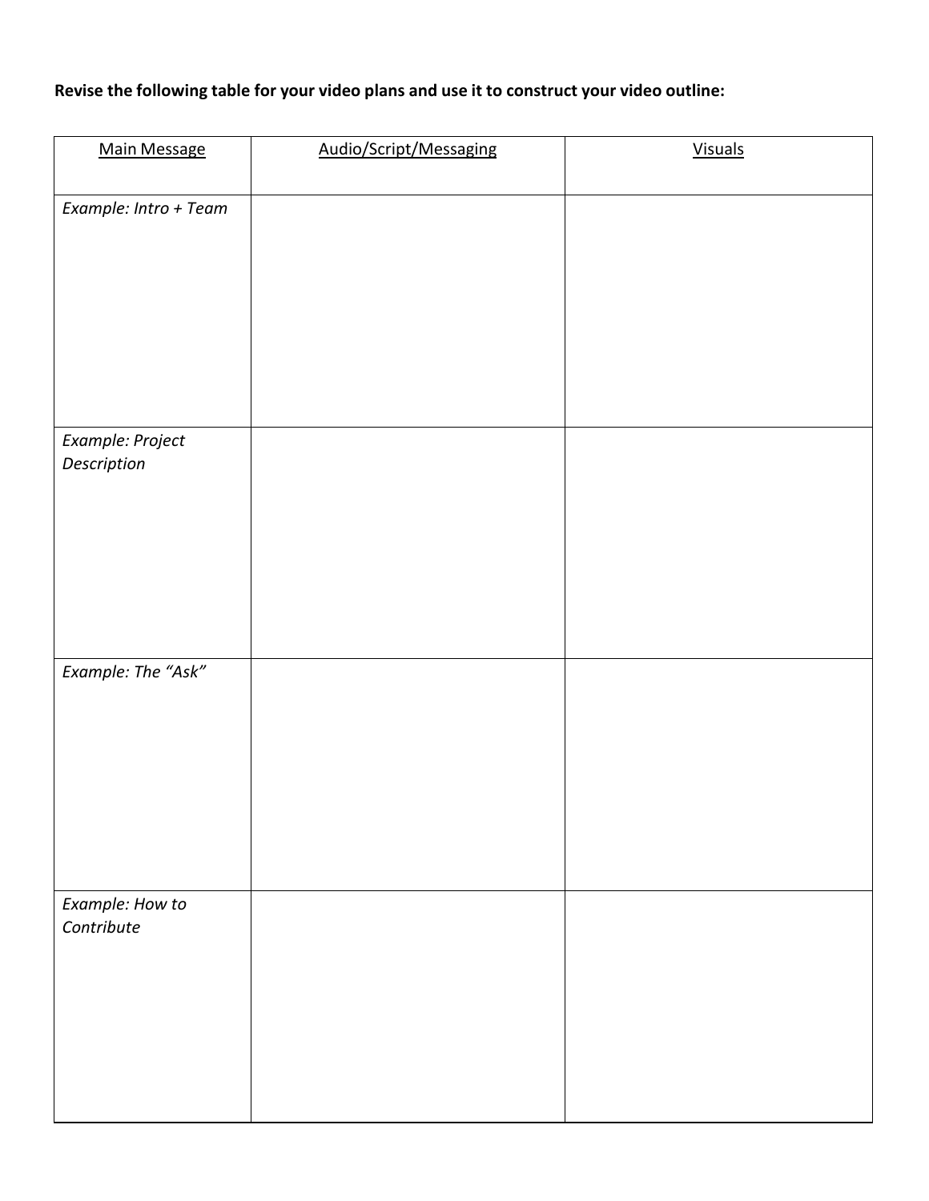**Revise the following table for your video plans and use it to construct your video outline:**

| Main Message | Audio/Script/Messaging | Visuals |
| --- | --- | --- |
| *Example: Intro + Team* | | |
| *Example: Project Description* | | |
| *Example: The "Ask"* | | |
| *Example: How to Contribute* | | |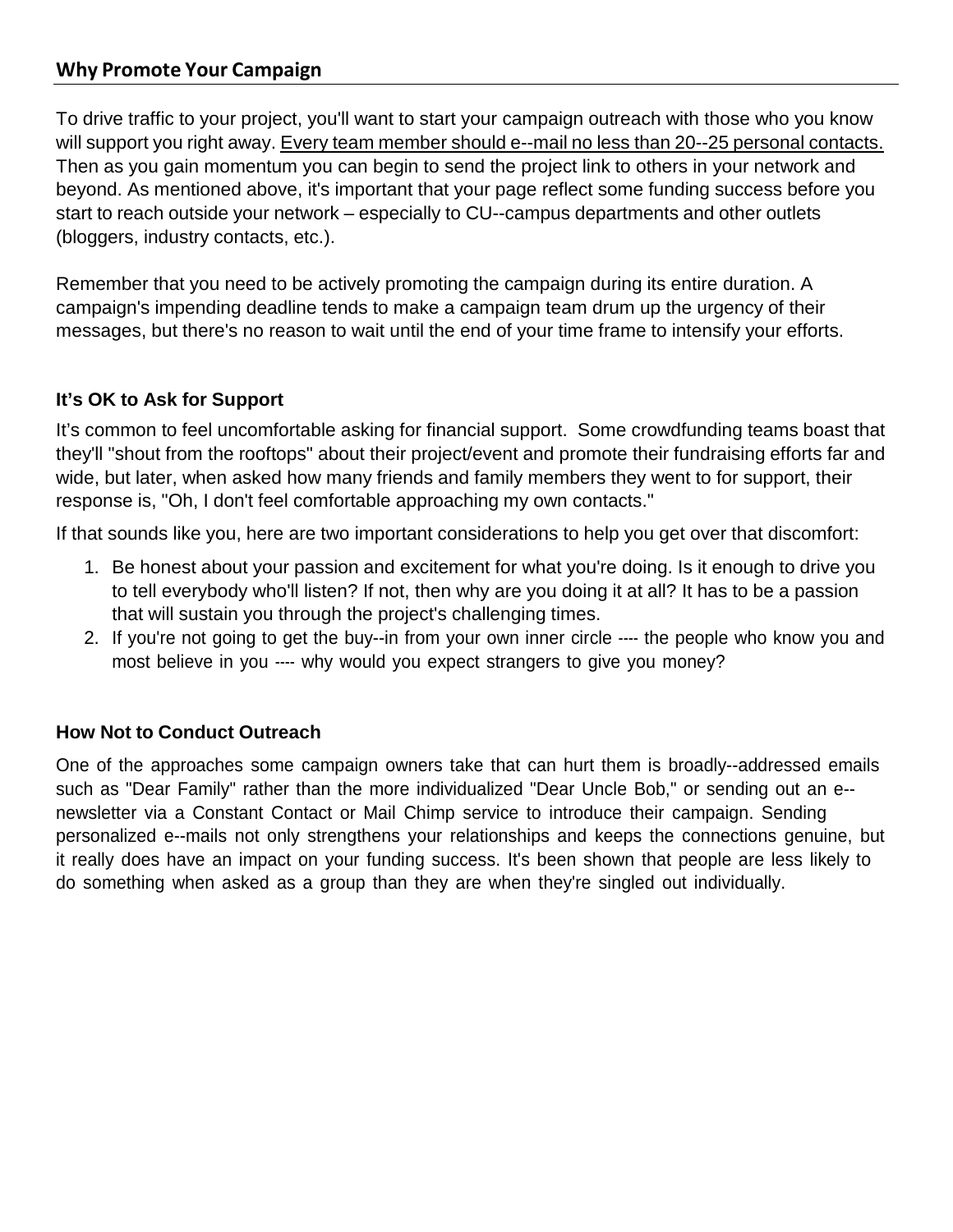## Why Promote Your Campaign

To drive traffic to your project, you'll want to start your campaign outreach with those who you know will support you right away. <u>Every team member should e--mail no less than 20--25 personal contacts.</u> Then as you gain momentum you can begin to send the project link to others in your network and beyond. As mentioned above, it's important that your page reflect some funding success before you start to reach outside your network – especially to CU--campus departments and other outlets (bloggers, industry contacts, etc.).

Remember that you need to be actively promoting the campaign during its entire duration. A campaign's impending deadline tends to make a campaign team drum up the urgency of their messages, but there's no reason to wait until the end of your time frame to intensify your efforts.

### It's OK to Ask for Support

It's common to feel uncomfortable asking for financial support. Some crowdfunding teams boast that they'll "shout from the rooftops" about their project/event and promote their fundraising efforts far and wide, but later, when asked how many friends and family members they went to for support, their response is, "Oh, I don't feel comfortable approaching my own contacts."

If that sounds like you, here are two important considerations to help you get over that discomfort:

1. Be honest about your passion and excitement for what you're doing. Is it enough to drive you to tell everybody who'll listen? If not, then why are you doing it at all? It has to be a passion that will sustain you through the project's challenging times.
2. If you're not going to get the buy--in from your own inner circle ---- the people who know you and most believe in you ---- why would you expect strangers to give you money?

### How Not to Conduct Outreach

One of the approaches some campaign owners take that can hurt them is broadly--addressed emails such as "Dear Family" rather than the more individualized "Dear Uncle Bob," or sending out an e--newsletter via a Constant Contact or Mail Chimp service to introduce their campaign. Sending personalized e--mails not only strengthens your relationships and keeps the connections genuine, but it really does have an impact on your funding success. It's been shown that people are less likely to do something when asked as a group than they are when they're singled out individually.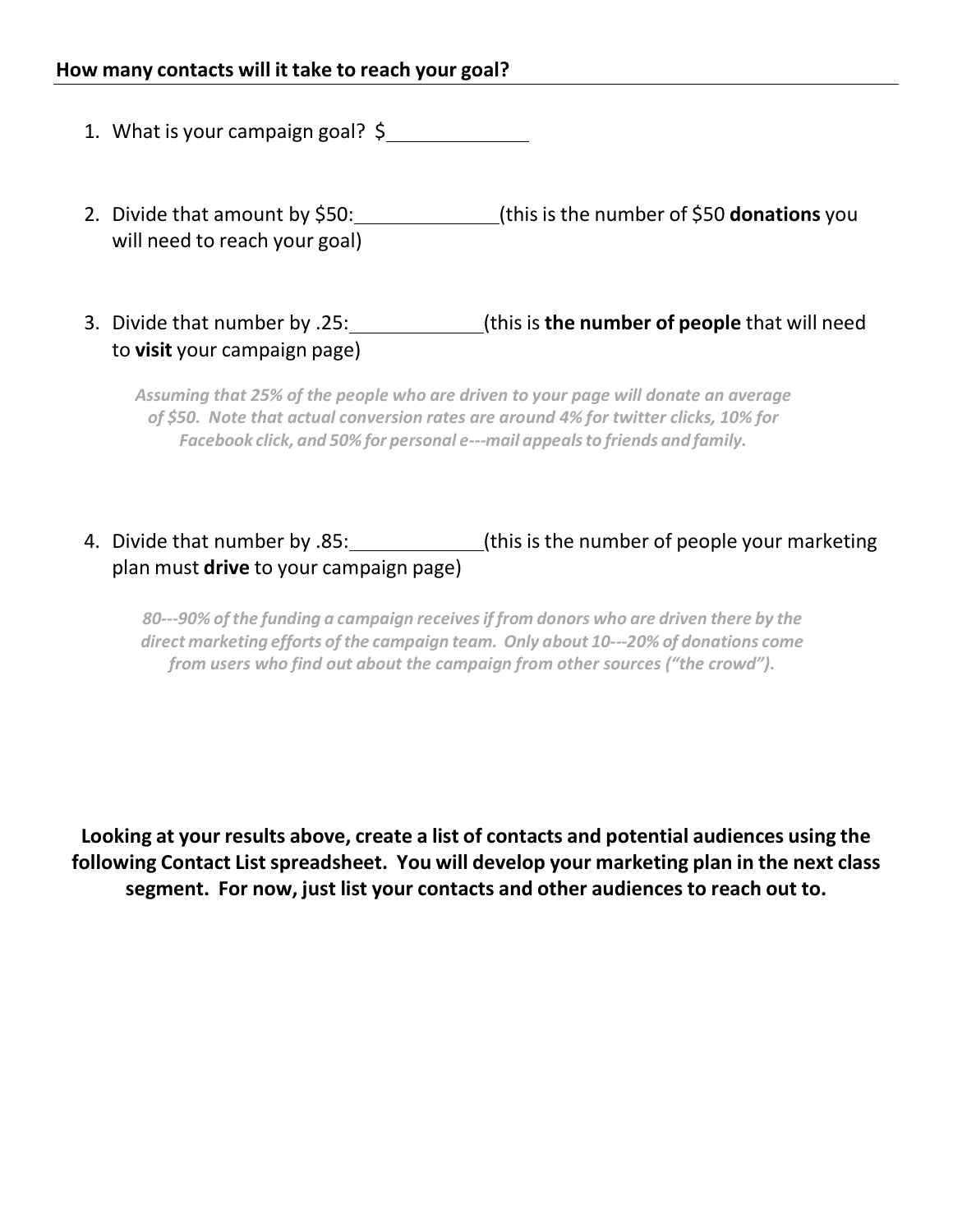## How many contacts will it take to reach your goal?

1. What is your campaign goal? $\_\_\_\_\_\_\_\_\_\_\_\_\_

2. Divide that amount by $50:\_\_\_\_\_\_\_\_\_\_\_\_\_(this is the number of $50 **donations** you will need to reach your goal)

3. Divide that number by .25:\_\_\_\_\_\_\_\_\_\_\_\_\_(this is **the number of people** that will need to **visit** your campaign page)

   ***Assuming that 25% of the people who are driven to your page will donate an average of $50. Note that actual conversion rates are around 4% for twitter clicks, 10% for Facebook click, and 50% for personal e---mail appeals to friends and family.***

4. Divide that number by .85:\_\_\_\_\_\_\_\_\_\_\_\_\_(this is the number of people your marketing plan must **drive** to your campaign page)

   ***80---90% of the funding a campaign receives if from donors who are driven there by the direct marketing efforts of the campaign team. Only about 10---20% of donations come from users who find out about the campaign from other sources ("the crowd").***

**Looking at your results above, create a list of contacts and potential audiences using the following Contact List spreadsheet. You will develop your marketing plan in the next class segment. For now, just list your contacts and other audiences to reach out to.**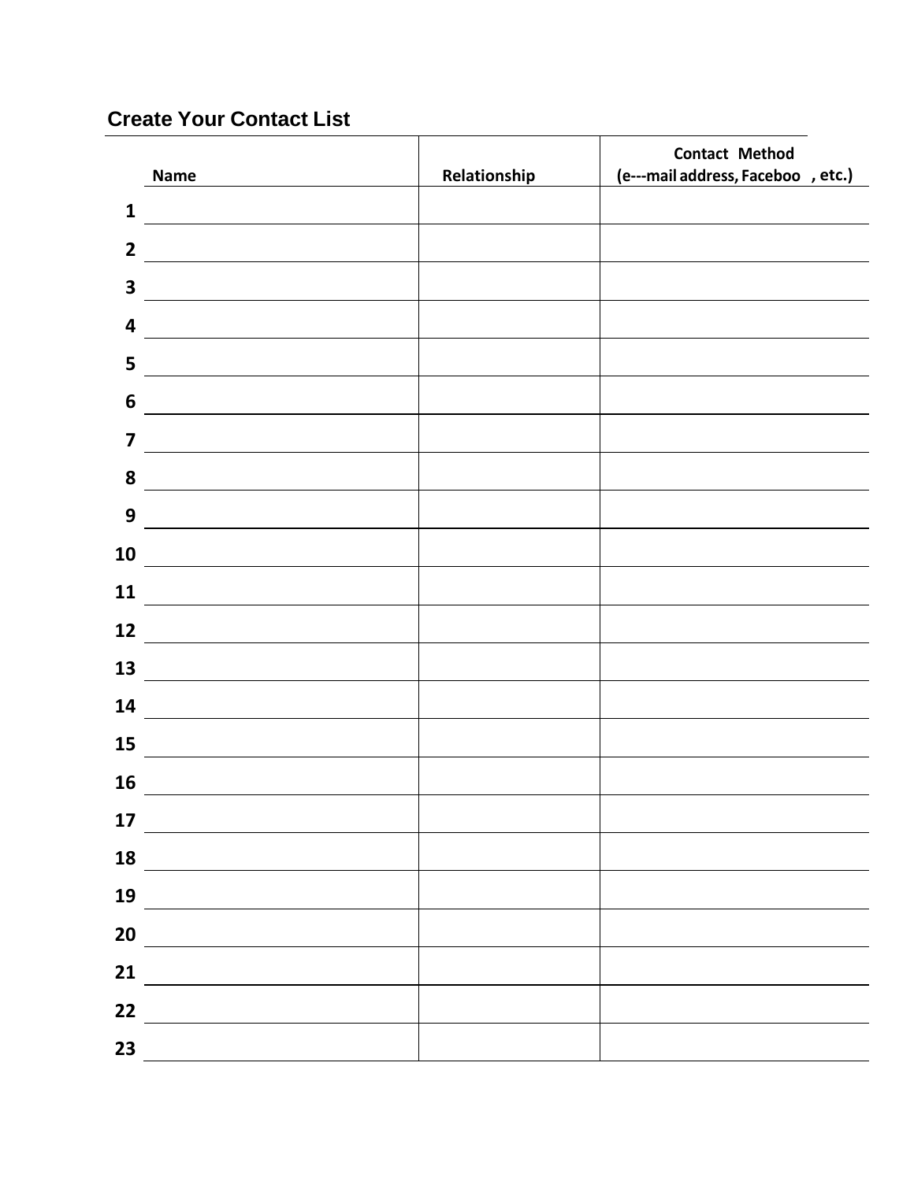## Create Your Contact List

| | Name | Relationship | Contact Method (e---mail address, Faceboo , etc.) |
|---|---|---|---|
| 1 | | | |
| 2 | | | |
| 3 | | | |
| 4 | | | |
| 5 | | | |
| 6 | | | |
| 7 | | | |
| 8 | | | |
| 9 | | | |
| 10 | | | |
| 11 | | | |
| 12 | | | |
| 13 | | | |
| 14 | | | |
| 15 | | | |
| 16 | | | |
| 17 | | | |
| 18 | | | |
| 19 | | | |
| 20 | | | |
| 21 | | | |
| 22 | | | |
| 23 | | | |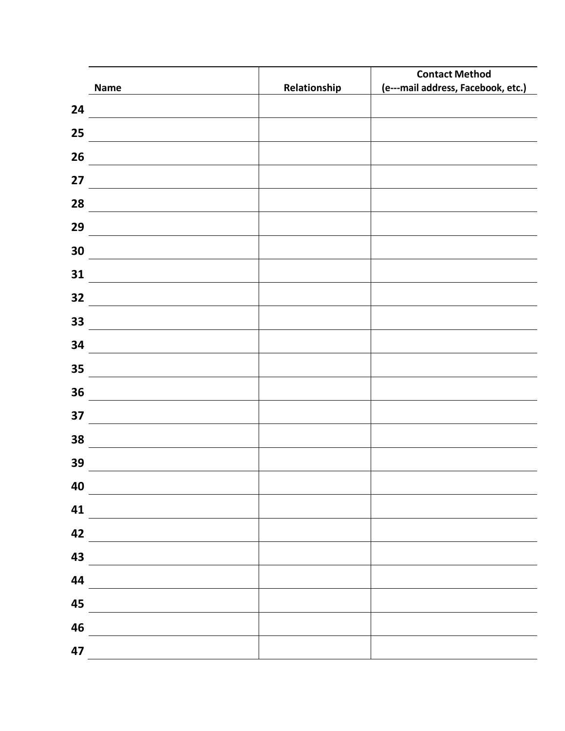| | Name | Relationship | Contact Method (e---mail address, Facebook, etc.) |
|---|---|---|---|
| 24 | | | |
| 25 | | | |
| 26 | | | |
| 27 | | | |
| 28 | | | |
| 29 | | | |
| 30 | | | |
| 31 | | | |
| 32 | | | |
| 33 | | | |
| 34 | | | |
| 35 | | | |
| 36 | | | |
| 37 | | | |
| 38 | | | |
| 39 | | | |
| 40 | | | |
| 41 | | | |
| 42 | | | |
| 43 | | | |
| 44 | | | |
| 45 | | | |
| 46 | | | |
| 47 | | | |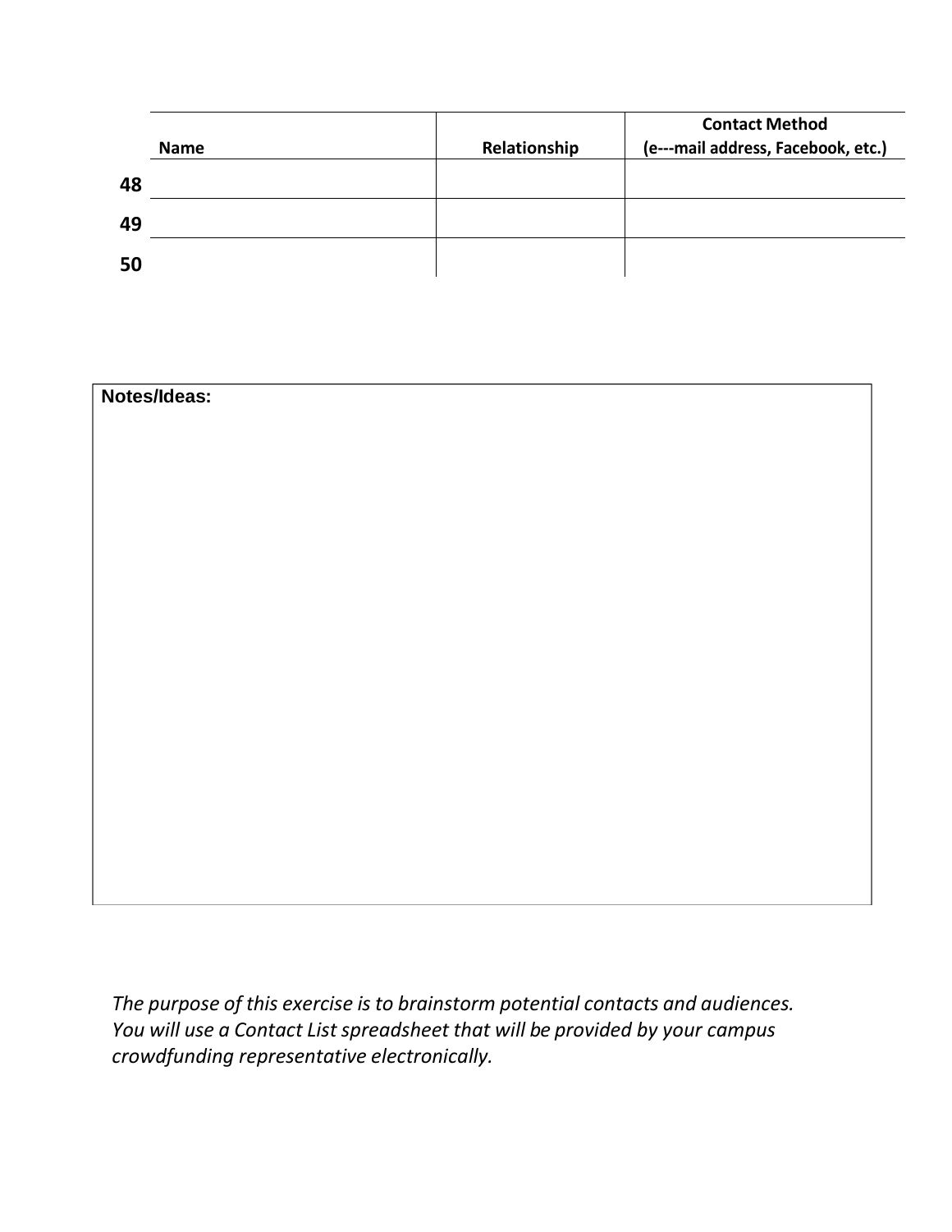| | Name | Relationship | Contact Method (e---mail address, Facebook, etc.) |
|---|---|---|---|
| 48 | | | |
| 49 | | | |
| 50 | | | |

**Notes/Ideas:**

*The purpose of this exercise is to brainstorm potential contacts and audiences. You will use a Contact List spreadsheet that will be provided by your campus crowdfunding representative electronically.*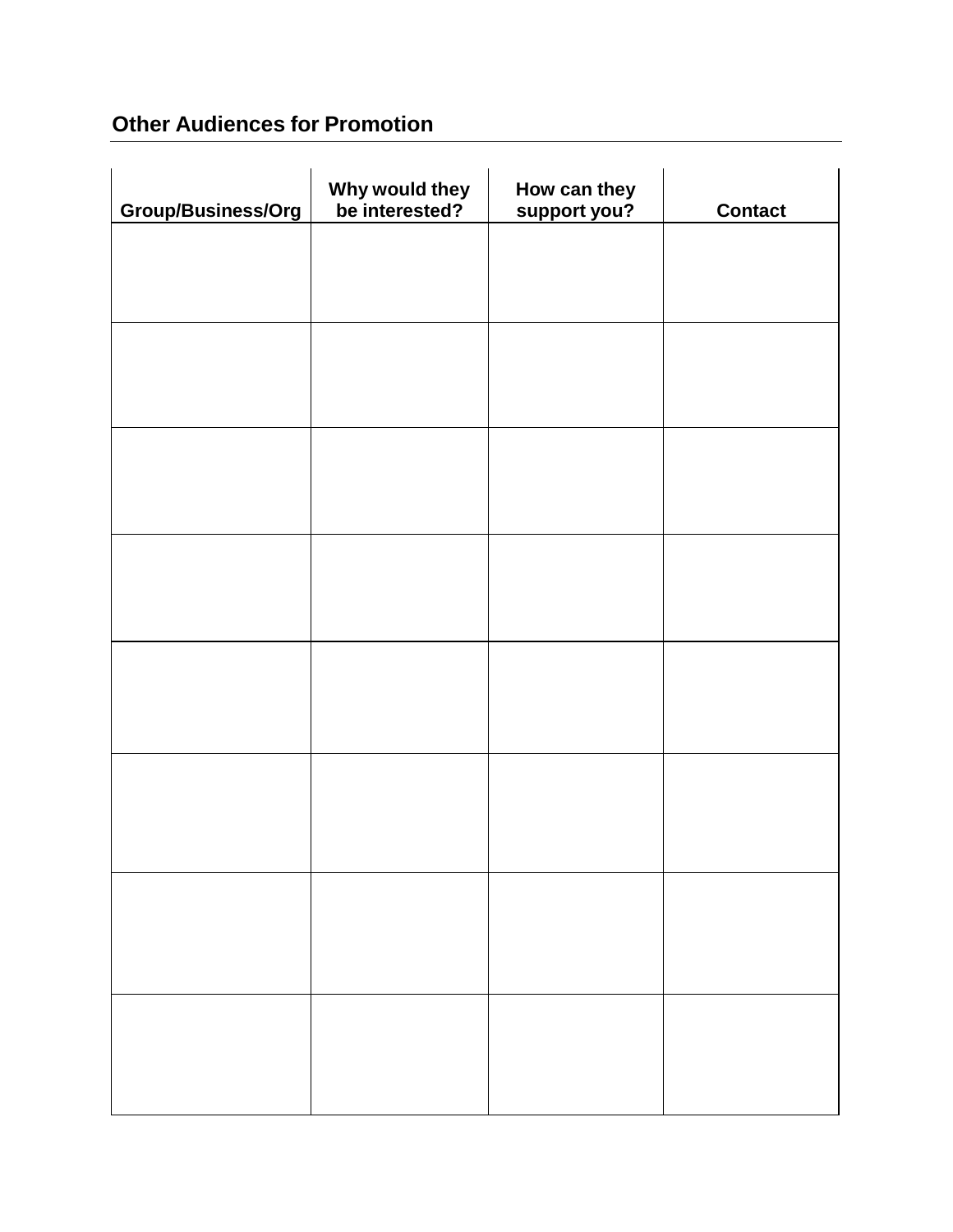## Other Audiences for Promotion

| Group/Business/Org | Why would they be interested? | How can they support you? | Contact |
|---|---|---|---|
| | | | |
| | | | |
| | | | |
| | | | |
| | | | |
| | | | |
| | | | |
| | | | |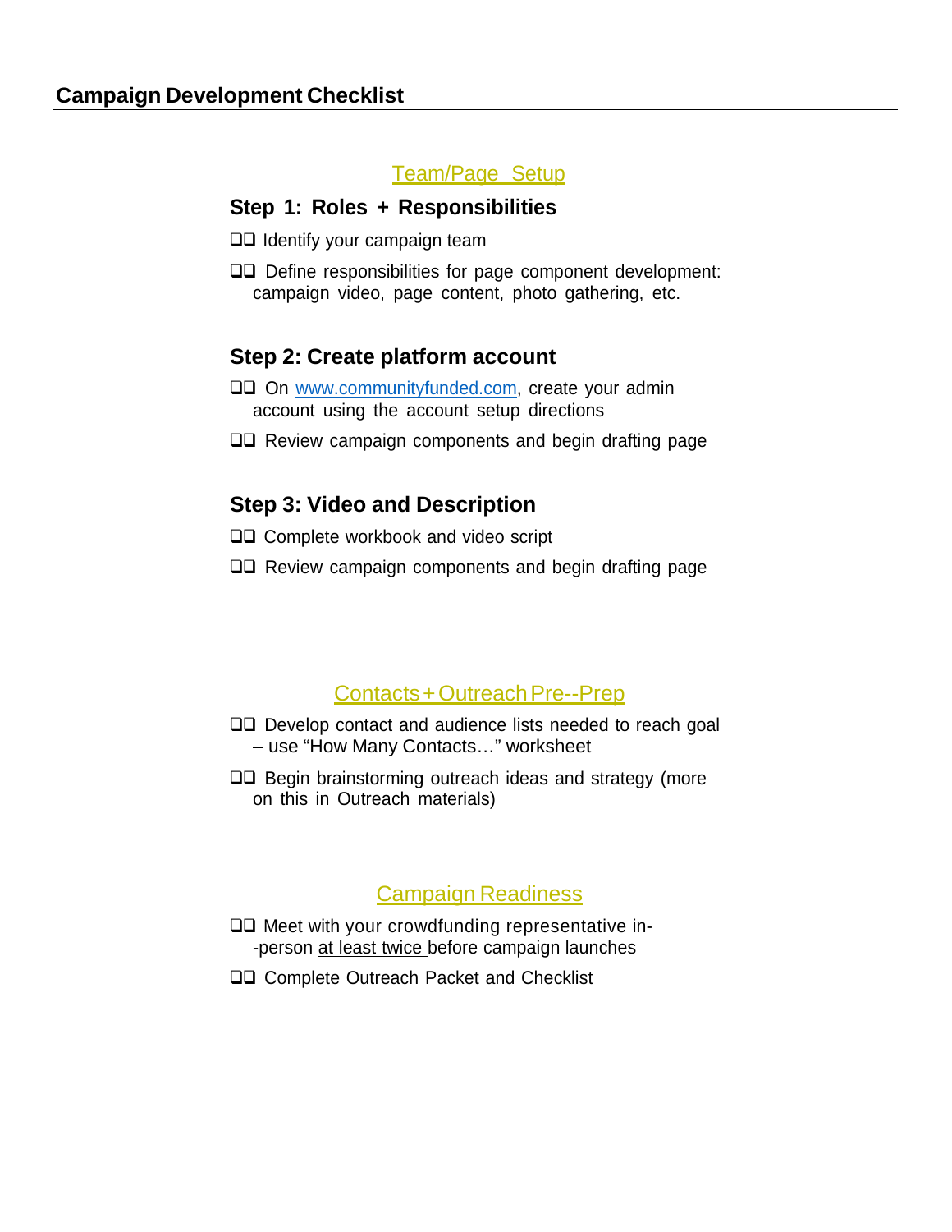## Campaign Development Checklist

### Team/Page Setup

**Step 1: Roles + Responsibilities**

- ❑❑ Identify your campaign team
- ❑❑ Define responsibilities for page component development: campaign video, page content, photo gathering, etc.

**Step 2: Create platform account**

- ❑❑ On www.communityfunded.com, create your admin account using the account setup directions
- ❑❑ Review campaign components and begin drafting page

**Step 3: Video and Description**

- ❑❑ Complete workbook and video script
- ❑❑ Review campaign components and begin drafting page

### Contacts + Outreach Pre--Prep

- ❑❑ Develop contact and audience lists needed to reach goal – use "How Many Contacts…" worksheet
- ❑❑ Begin brainstorming outreach ideas and strategy (more on this in Outreach materials)

### Campaign Readiness

- ❑❑ Meet with your crowdfunding representative in--person at least twice before campaign launches
- ❑❑ Complete Outreach Packet and Checklist